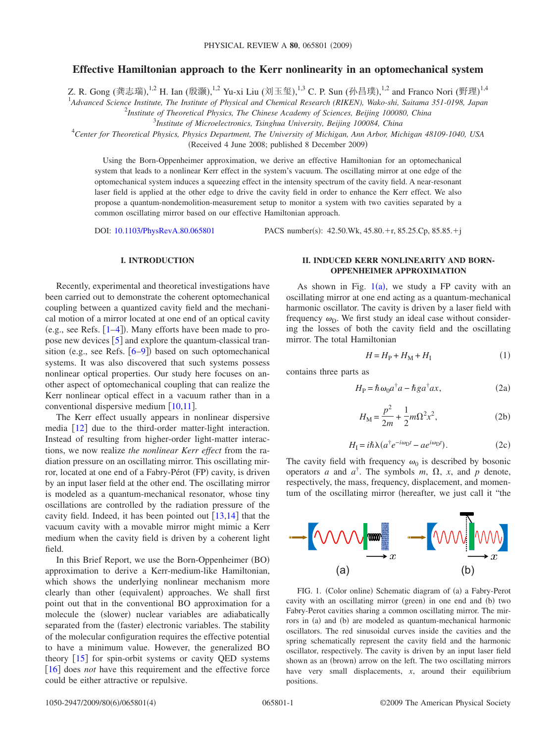# Effective Hamiltonian approach to the Kerr nonlinearity in an optomechanical system

Z. R. Gong (龚志瑞),[1,2] H. Ian (殷灏),[1,2] Yu-xi Liu (刘玉玺),[1,3] C. P. Sun (孙昌璞),[1,2] and Franco Nori (野理)[1,4]

[1]*Advanced Science Institute, The Institute of Physical and Chemical Research (RIKEN), Wako-shi, Saitama 351-0198, Japan*
[2]*Institute of Theoretical Physics, The Chinese Academy of Sciences, Beijing 100080, China*
[3]*Institute of Microelectronics, Tsinghua University, Beijing 100084, China*
[4]*Center for Theoretical Physics, Physics Department, The University of Michigan, Ann Arbor, Michigan 48109-1040, USA*

(Received 4 June 2008; published 8 December 2009)

Using the Born-Oppenheimer approximation, we derive an effective Hamiltonian for an optomechanical system that leads to a nonlinear Kerr effect in the system's vacuum. The oscillating mirror at one edge of the optomechanical system induces a squeezing effect in the intensity spectrum of the cavity field. A near-resonant laser field is applied at the other edge to drive the cavity field in order to enhance the Kerr effect. We also propose a quantum-nondemolition-measurement setup to monitor a system with two cavities separated by a common oscillating mirror based on our effective Hamiltonian approach.

DOI: 10.1103/PhysRevA.80.065801 PACS number(s): 42.50.Wk, 45.80.+r, 85.25.Cp, 85.85.+j

## I. INTRODUCTION

Recently, experimental and theoretical investigations have been carried out to demonstrate the coherent optomechanical coupling between a quantized cavity field and the mechanical motion of a mirror located at one end of an optical cavity (e.g., see Refs. [1–4]). Many efforts have been made to propose new devices [5] and explore the quantum-classical transition (e.g., see Refs. [6–9]) based on such optomechanical systems. It was also discovered that such systems possess nonlinear optical properties. Our study here focuses on another aspect of optomechanical coupling that can realize the Kerr nonlinear optical effect in a vacuum rather than in a conventional dispersive medium [10,11].

The Kerr effect usually appears in nonlinear dispersive media [12] due to the third-order matter-light interaction. Instead of resulting from higher-order light-matter interactions, we now realize *the nonlinear Kerr effect* from the radiation pressure on an oscillating mirror. This oscillating mirror, located at one end of a Fabry-Pérot (FP) cavity, is driven by an input laser field at the other end. The oscillating mirror is modeled as a quantum-mechanical resonator, whose tiny oscillations are controlled by the radiation pressure of the cavity field. Indeed, it has been pointed out [13,14] that the vacuum cavity with a movable mirror might mimic a Kerr medium when the cavity field is driven by a coherent light field.

In this Brief Report, we use the Born-Oppenheimer (BO) approximation to derive a Kerr-medium-like Hamiltonian, which shows the underlying nonlinear mechanism more clearly than other (equivalent) approaches. We shall first point out that in the conventional BO approximation for a molecule the (slower) nuclear variables are adiabatically separated from the (faster) electronic variables. The stability of the molecular configuration requires the effective potential to have a minimum value. However, the generalized BO theory [15] for spin-orbit systems or cavity QED systems [16] does *not* have this requirement and the effective force could be either attractive or repulsive.

## II. INDUCED KERR NONLINEARITY AND BORN-OPPENHEIMER APPROXIMATION

As shown in Fig. 1(a), we study a FP cavity with an oscillating mirror at one end acting as a quantum-mechanical harmonic oscillator. The cavity is driven by a laser field with frequency $\omega_D$. We first study an ideal case without considering the losses of both the cavity field and the oscillating mirror. The total Hamiltonian

$$H = H_P + H_M + H_I \tag{1}$$

contains three parts as

$$H_P = \hbar\omega_0 a^\dagger a - \hbar g a^\dagger a x, \tag{2a}$$

$$H_M = \frac{p^2}{2m} + \frac{1}{2}m\Omega^2 x^2, \tag{2b}$$

$$H_I = i\hbar\lambda(a^\dagger e^{-i\omega_D t} - a e^{i\omega_D t}). \tag{2c}$$

The cavity field with frequency $\omega_0$ is described by bosonic operators $a$ and $a^\dagger$. The symbols $m$, $\Omega$, $x$, and $p$ denote, respectively, the mass, frequency, displacement, and momentum of the oscillating mirror (hereafter, we just call it "the

FIG. 1. (Color online) Schematic diagram of (a) a Fabry-Perot cavity with an oscillating mirror (green) in one end and (b) two Fabry-Perot cavities sharing a common oscillating mirror. The mirrors in (a) and (b) are modeled as quantum-mechanical harmonic oscillators. The red sinusoidal curves inside the cavities and the spring schematically represent the cavity field and the harmonic oscillator, respectively. The cavity is driven by an input laser field shown as an (brown) arrow on the left. The two oscillating mirrors have very small displacements, $x$, around their equilibrium positions.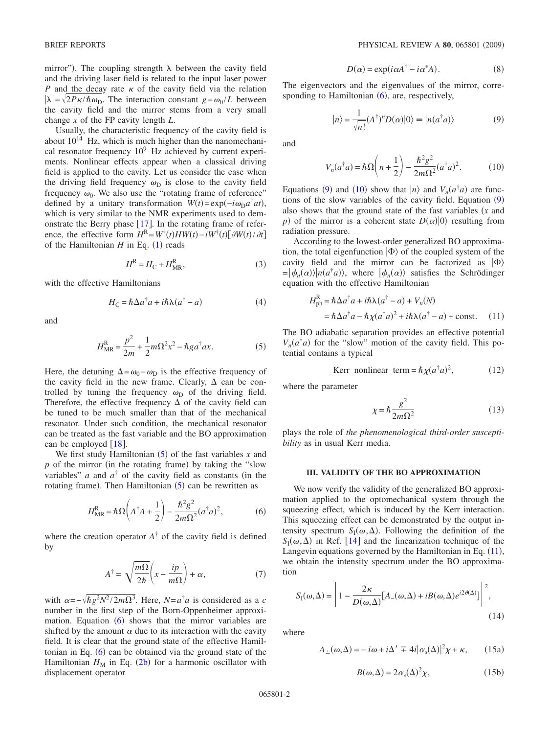mirror"). The coupling strength $\lambda$ between the cavity field and the driving laser field is related to the input laser power $P$ and the decay rate $\kappa$ of the cavity field via the relation $|\lambda|=\sqrt{2P\kappa/\hbar\omega_D}$. The interaction constant $g=\omega_0/L$ between the cavity field and the mirror stems from a very small change $x$ of the FP cavity length $L$.

Usually, the characteristic frequency of the cavity field is about $10^{14}$ Hz, which is much higher than the nanomechanical resonator frequency $10^9$ Hz achieved by current experiments. Nonlinear effects appear when a classical driving field is applied to the cavity. Let us consider the case when the driving field frequency $\omega_D$ is close to the cavity field frequency $\omega_0$. We also use the "rotating frame of reference" defined by a unitary transformation $W(t)=\exp(-i\omega_D a^\dagger a t)$, which is very similar to the NMR experiments used to demonstrate the Berry phase [17]. In the rotating frame of reference, the effective form $H^R=W^\dagger(t)HW(t)-iW^\dagger(t)[\partial W(t)/\partial t]$ of the Hamiltonian $H$ in Eq. (1) reads

$$H^R = H_C + H_{MR}^R, \tag{3}$$

with the effective Hamiltonians

$$H_C = \hbar\Delta a^\dagger a + i\hbar\lambda(a^\dagger - a) \tag{4}$$

and

$$H_{MR}^R = \frac{p^2}{2m} + \frac{1}{2}m\Omega^2 x^2 - \hbar g a^\dagger a x. \tag{5}$$

Here, the detuning $\Delta=\omega_0-\omega_D$ is the effective frequency of the cavity field in the new frame. Clearly, $\Delta$ can be controlled by tuning the frequency $\omega_D$ of the driving field. Therefore, the effective frequency $\Delta$ of the cavity field can be tuned to be much smaller than that of the mechanical resonator. Under such condition, the mechanical resonator can be treated as the fast variable and the BO approximation can be employed [18].

We first study Hamiltonian (5) of the fast variables $x$ and $p$ of the mirror (in the rotating frame) by taking the "slow variables" $a$ and $a^\dagger$ of the cavity field as constants (in the rotating frame). Then Hamiltonian (5) can be rewritten as

$$H_{MR}^R = \hbar\Omega\left(A^\dagger A + \frac{1}{2}\right) - \frac{\hbar^2 g^2}{2m\Omega^2}(a^\dagger a)^2, \tag{6}$$

where the creation operator $A^\dagger$ of the cavity field is defined by

$$A^\dagger = \sqrt{\frac{m\Omega}{2\hbar}}\left(x - \frac{ip}{m\Omega}\right) + \alpha, \tag{7}$$

with $\alpha=-\sqrt{\hbar g^2 N^2/2m\Omega^3}$. Here, $N=a^\dagger a$ is considered as a $c$ number in the first step of the Born-Oppenheimer approximation. Equation (6) shows that the mirror variables are shifted by the amount $\alpha$ due to its interaction with the cavity field. It is clear that the ground state of the effective Hamiltonian in Eq. (6) can be obtained via the ground state of the Hamiltonian $H_M$ in Eq. (2b) for a harmonic oscillator with displacement operator

$$D(\alpha) = \exp(i\alpha A^\dagger - i\alpha^* A). \tag{8}$$

The eigenvectors and the eigenvalues of the mirror, corresponding to Hamiltonian (6), are, respectively,

$$|n\rangle = \frac{1}{\sqrt{n!}}(A^\dagger)^n D(\alpha)|0\rangle \equiv |n(a^\dagger a)\rangle \tag{9}$$

and

$$V_n(a^\dagger a) = \hbar\Omega\left(n + \frac{1}{2}\right) - \frac{\hbar^2 g^2}{2m\Omega^2}(a^\dagger a)^2. \tag{10}$$

Equations (9) and (10) show that $|n\rangle$ and $V_n(a^\dagger a)$ are functions of the slow variables of the cavity field. Equation (9) also shows that the ground state of the fast variables ($x$ and $p$) of the mirror is a coherent state $D(\alpha)|0\rangle$ resulting from radiation pressure.

According to the lowest-order generalized BO approximation, the total eigenfunction $|\Phi\rangle$ of the coupled system of the cavity field and the mirror can be factorized as $|\Phi\rangle = |\phi_n(\alpha)\rangle|n(a^\dagger a)\rangle$, where $|\phi_n(\alpha)\rangle$ satisfies the Schrödinger equation with the effective Hamiltonian

$$\begin{aligned} H_{ph}^R &= \hbar\Delta a^\dagger a + i\hbar\lambda(a^\dagger - a) + V_n(N) \\ &= \hbar\Delta a^\dagger a - \hbar\chi(a^\dagger a)^2 + i\hbar\lambda(a^\dagger - a) + \text{const}. \end{aligned} \tag{11}$$

The BO adiabatic separation provides an effective potential $V_n(a^\dagger a)$ for the "slow" motion of the cavity field. This potential contains a typical

$$\text{Kerr nonlinear term} = \hbar\chi(a^\dagger a)^2, \tag{12}$$

where the parameter

$$\chi = \hbar\frac{g^2}{2m\Omega^2} \tag{13}$$

plays the role of *the phenomenological third-order susceptibility* as in usual Kerr media.

### III. VALIDITY OF THE BO APPROXIMATION

We now verify the validity of the generalized BO approximation applied to the optomechanical system through the squeezing effect, which is induced by the Kerr interaction. This squeezing effect can be demonstrated by the output intensity spectrum $S_I(\omega,\Delta)$. Following the definition of the $S_I(\omega,\Delta)$ in Ref. [14] and the linearization technique of the Langevin equations governed by the Hamiltonian in Eq. (11), we obtain the intensity spectrum under the BO approximation

$$S_I(\omega,\Delta) = \left|1 - \frac{2\kappa}{D(\omega,\Delta)}[A_-(\omega,\Delta) + iB(\omega,\Delta)e^{i2\theta(\Delta)}]\right|^2, \tag{14}$$

where

$$A_\pm(\omega,\Delta) = -i\omega + i\Delta' \mp 4i|\alpha_s(\Delta)|^2\chi + \kappa, \tag{15a}$$

$$B(\omega,\Delta) = 2\alpha_s(\Delta)^2\chi, \tag{15b}$$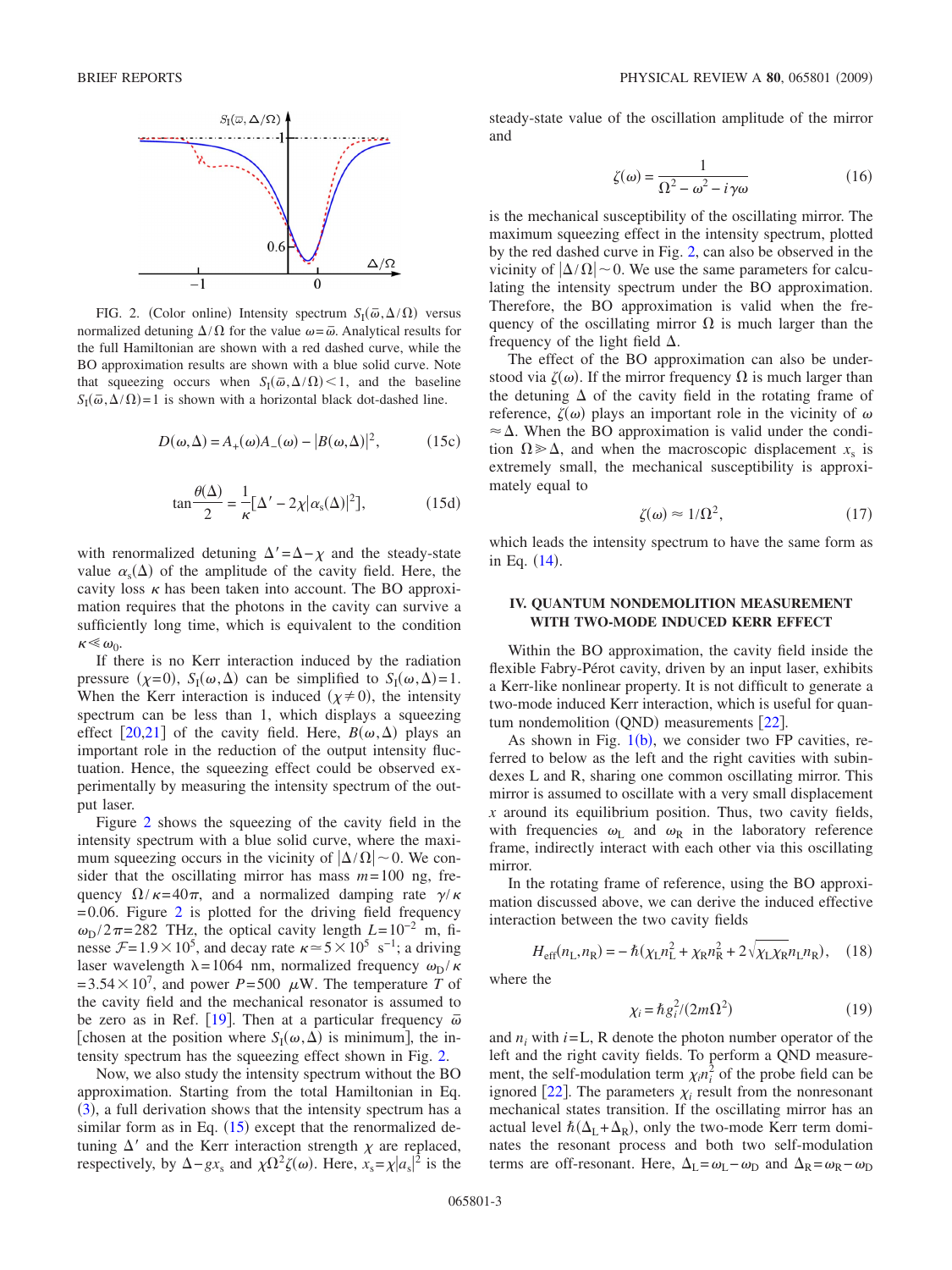FIG. 2. (Color online) Intensity spectrum $S_I(\varpi, \Delta/\Omega)$ versus normalized detuning $\Delta/\Omega$ for the value $\omega=\varpi$. Analytical results for the full Hamiltonian are shown with a red dashed curve, while the BO approximation results are shown with a blue solid curve. Note that squeezing occurs when $S_I(\varpi, \Delta/\Omega)<1$, and the baseline $S_I(\varpi, \Delta/\Omega)=1$ is shown with a horizontal black dot-dashed line.

$$D(\omega,\Delta) = A_+(\omega)A_-(\omega) - |B(\omega,\Delta)|^2, \tag{15c}$$

$$\tan\frac{\theta(\Delta)}{2} = \frac{1}{\kappa}[\Delta' - 2\chi|\alpha_s(\Delta)|^2], \tag{15d}$$

with renormalized detuning $\Delta'=\Delta-\chi$ and the steady-state value $\alpha_s(\Delta)$ of the amplitude of the cavity field. Here, the cavity loss $\kappa$ has been taken into account. The BO approximation requires that the photons in the cavity can survive a sufficiently long time, which is equivalent to the condition $\kappa \ll \omega_0$.

If there is no Kerr interaction induced by the radiation pressure ($\chi=0$), $S_I(\omega,\Delta)$ can be simplified to $S_I(\omega,\Delta)=1$. When the Kerr interaction is induced ($\chi \neq 0$), the intensity spectrum can be less than 1, which displays a squeezing effect [20,21] of the cavity field. Here, $B(\omega,\Delta)$ plays an important role in the reduction of the output intensity fluctuation. Hence, the squeezing effect could be observed experimentally by measuring the intensity spectrum of the output laser.

Figure 2 shows the squeezing of the cavity field in the intensity spectrum with a blue solid curve, where the maximum squeezing occurs in the vicinity of $|\Delta/\Omega| \sim 0$. We consider that the oscillating mirror has mass $m=100$ ng, frequency $\Omega/\kappa=40\pi$, and a normalized damping rate $\gamma/\kappa=0.06$. Figure 2 is plotted for the driving field frequency $\omega_D/2\pi=282$ THz, the optical cavity length $L=10^{-2}$ m, finesse $\mathcal{F}=1.9\times10^5$, and decay rate $\kappa \simeq 5\times10^5$ $\text{s}^{-1}$; a driving laser wavelength $\lambda=1064$ nm, normalized frequency $\omega_D/\kappa=3.54\times10^7$, and power $P=500$ $\mu$W. The temperature $T$ of the cavity field and the mechanical resonator is assumed to be zero as in Ref. [19]. Then at a particular frequency $\varpi$ [chosen at the position where $S_I(\omega,\Delta)$ is minimum], the intensity spectrum has the squeezing effect shown in Fig. 2.

Now, we also study the intensity spectrum without the BO approximation. Starting from the total Hamiltonian in Eq. (3), a full derivation shows that the intensity spectrum has a similar form as in Eq. (15) except that the renormalized detuning $\Delta'$ and the Kerr interaction strength $\chi$ are replaced, respectively, by $\Delta-gx_s$ and $\chi\Omega^2\zeta(\omega)$. Here, $x_s=\chi|a_s|^2$ is the steady-state value of the oscillation amplitude of the mirror and

$$\zeta(\omega) = \frac{1}{\Omega^2-\omega^2-i\gamma\omega} \tag{16}$$

is the mechanical susceptibility of the oscillating mirror. The maximum squeezing effect in the intensity spectrum, plotted by the red dashed curve in Fig. 2, can also be observed in the vicinity of $|\Delta/\Omega| \sim 0$. We use the same parameters for calculating the intensity spectrum under the BO approximation. Therefore, the BO approximation is valid when the frequency of the oscillating mirror $\Omega$ is much larger than the frequency of the light field $\Delta$.

The effect of the BO approximation can also be understood via $\zeta(\omega)$. If the mirror frequency $\Omega$ is much larger than the detuning $\Delta$ of the cavity field in the rotating frame of reference, $\zeta(\omega)$ plays an important role in the vicinity of $\omega \approx \Delta$. When the BO approximation is valid under the condition $\Omega \gg \Delta$, and when the macroscopic displacement $x_s$ is extremely small, the mechanical susceptibility is approximately equal to

$$\zeta(\omega) \approx 1/\Omega^2, \tag{17}$$

which leads the intensity spectrum to have the same form as in Eq. (14).

## IV. QUANTUM NONDEMOLITION MEASUREMENT WITH TWO-MODE INDUCED KERR EFFECT

Within the BO approximation, the cavity field inside the flexible Fabry-Pérot cavity, driven by an input laser, exhibits a Kerr-like nonlinear property. It is not difficult to generate a two-mode induced Kerr interaction, which is useful for quantum nondemolition (QND) measurements [22].

As shown in Fig. 1(b), we consider two FP cavities, referred to below as the left and the right cavities with subindexes L and R, sharing one common oscillating mirror. This mirror is assumed to oscillate with a very small displacement $x$ around its equilibrium position. Thus, two cavity fields, with frequencies $\omega_L$ and $\omega_R$ in the laboratory reference frame, indirectly interact with each other via this oscillating mirror.

In the rotating frame of reference, using the BO approximation discussed above, we can derive the induced effective interaction between the two cavity fields

$$H_{\text{eff}}(n_L,n_R) = -\hbar(\chi_L n_L^2 + \chi_R n_R^2 + 2\sqrt{\chi_L\chi_R}n_L n_R), \tag{18}$$

where the

$$\chi_i = \hbar g_i^2/(2m\Omega^2) \tag{19}$$

and $n_i$ with $i=$L, R denote the photon number operator of the left and the right cavity fields. To perform a QND measurement, the self-modulation term $\chi_i n_i^2$ of the probe field can be ignored [22]. The parameters $\chi_i$ result from the nonresonant mechanical states transition. If the oscillating mirror has an actual level $\hbar(\Delta_L+\Delta_R)$, only the two-mode Kerr term dominates the resonant process and both two self-modulation terms are off-resonant. Here, $\Delta_L=\omega_L-\omega_D$ and $\Delta_R=\omega_R-\omega_D$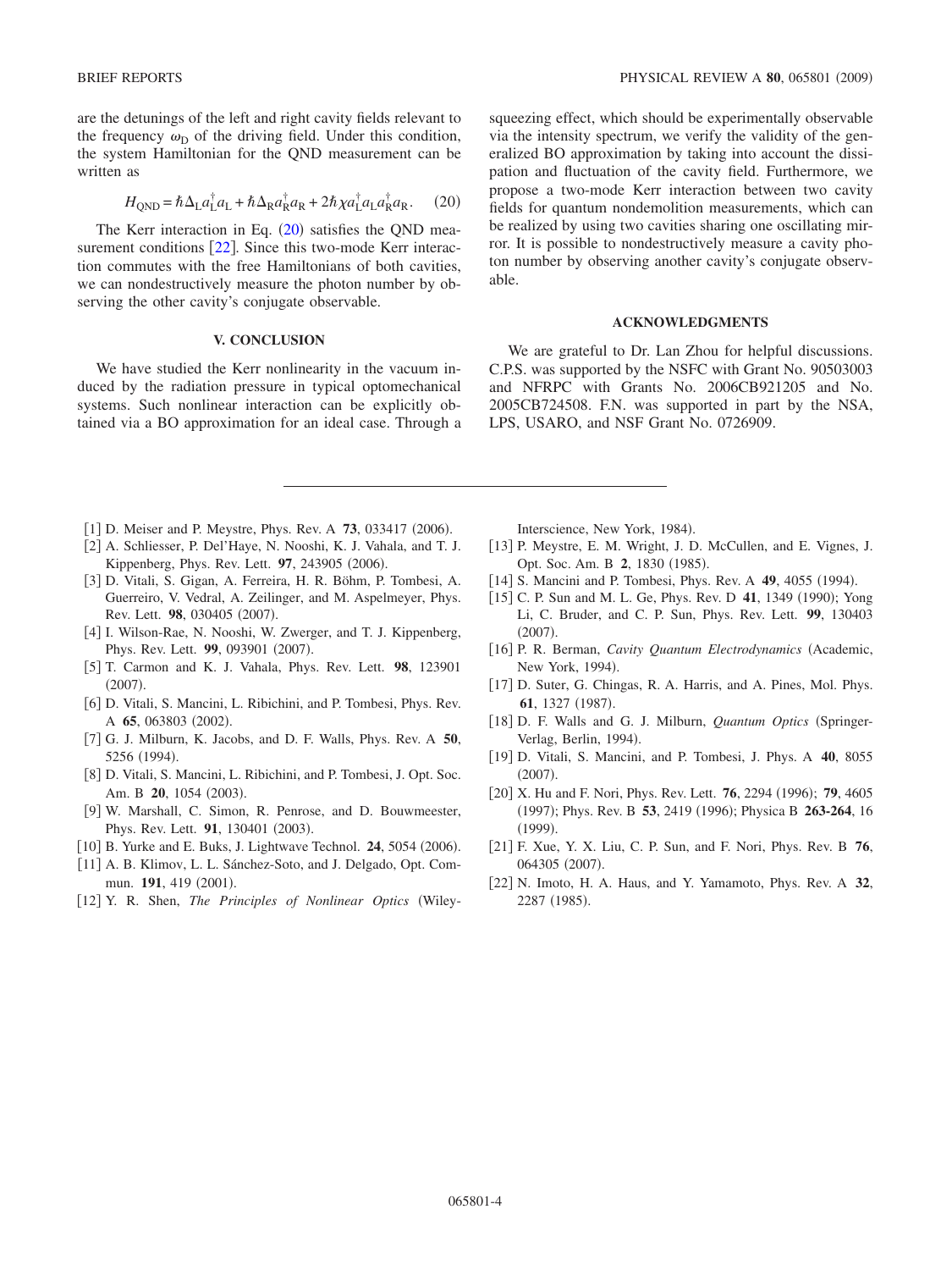are the detunings of the left and right cavity fields relevant to the frequency $\omega_D$ of the driving field. Under this condition, the system Hamiltonian for the QND measurement can be written as

$$H_{\mathrm{QND}} = \hbar \Delta_L a_L^\dagger a_L + \hbar \Delta_R a_R^\dagger a_R + 2\hbar \chi a_L^\dagger a_L a_R^\dagger a_R. \quad (20)$$

The Kerr interaction in Eq. (20) satisfies the QND measurement conditions [22]. Since this two-mode Kerr interaction commutes with the free Hamiltonians of both cavities, we can nondestructively measure the photon number by observing the other cavity's conjugate observable.

## V. CONCLUSION

We have studied the Kerr nonlinearity in the vacuum induced by the radiation pressure in typical optomechanical systems. Such nonlinear interaction can be explicitly obtained via a BO approximation for an ideal case. Through a squeezing effect, which should be experimentally observable via the intensity spectrum, we verify the validity of the generalized BO approximation by taking into account the dissipation and fluctuation of the cavity field. Furthermore, we propose a two-mode Kerr interaction between two cavity fields for quantum nondemolition measurements, which can be realized by using two cavities sharing one oscillating mirror. It is possible to nondestructively measure a cavity photon number by observing another cavity's conjugate observable.

## ACKNOWLEDGMENTS

We are grateful to Dr. Lan Zhou for helpful discussions. C.P.S. was supported by the NSFC with Grant No. 90503003 and NFRPC with Grants No. 2006CB921205 and No. 2005CB724508. F.N. was supported in part by the NSA, LPS, USARO, and NSF Grant No. 0726909.

---

[1] D. Meiser and P. Meystre, Phys. Rev. A **73**, 033417 (2006).

[2] A. Schliesser, P. Del'Haye, N. Nooshi, K. J. Vahala, and T. J. Kippenberg, Phys. Rev. Lett. **97**, 243905 (2006).

[3] D. Vitali, S. Gigan, A. Ferreira, H. R. Böhm, P. Tombesi, A. Guerreiro, V. Vedral, A. Zeilinger, and M. Aspelmeyer, Phys. Rev. Lett. **98**, 030405 (2007).

[4] I. Wilson-Rae, N. Nooshi, W. Zwerger, and T. J. Kippenberg, Phys. Rev. Lett. **99**, 093901 (2007).

[5] T. Carmon and K. J. Vahala, Phys. Rev. Lett. **98**, 123901 (2007).

[6] D. Vitali, S. Mancini, L. Ribichini, and P. Tombesi, Phys. Rev. A **65**, 063803 (2002).

[7] G. J. Milburn, K. Jacobs, and D. F. Walls, Phys. Rev. A **50**, 5256 (1994).

[8] D. Vitali, S. Mancini, L. Ribichini, and P. Tombesi, J. Opt. Soc. Am. B **20**, 1054 (2003).

[9] W. Marshall, C. Simon, R. Penrose, and D. Bouwmeester, Phys. Rev. Lett. **91**, 130401 (2003).

[10] B. Yurke and E. Buks, J. Lightwave Technol. **24**, 5054 (2006).

[11] A. B. Klimov, L. L. Sánchez-Soto, and J. Delgado, Opt. Commun. **191**, 419 (2001).

[12] Y. R. Shen, *The Principles of Nonlinear Optics* (Wiley-Interscience, New York, 1984).

[13] P. Meystre, E. M. Wright, J. D. McCullen, and E. Vignes, J. Opt. Soc. Am. B **2**, 1830 (1985).

[14] S. Mancini and P. Tombesi, Phys. Rev. A **49**, 4055 (1994).

[15] C. P. Sun and M. L. Ge, Phys. Rev. D **41**, 1349 (1990); Yong Li, C. Bruder, and C. P. Sun, Phys. Rev. Lett. **99**, 130403 (2007).

[16] P. R. Berman, *Cavity Quantum Electrodynamics* (Academic, New York, 1994).

[17] D. Suter, G. Chingas, R. A. Harris, and A. Pines, Mol. Phys. **61**, 1327 (1987).

[18] D. F. Walls and G. J. Milburn, *Quantum Optics* (Springer-Verlag, Berlin, 1994).

[19] D. Vitali, S. Mancini, and P. Tombesi, J. Phys. A **40**, 8055 (2007).

[20] X. Hu and F. Nori, Phys. Rev. Lett. **76**, 2294 (1996); **79**, 4605 (1997); Phys. Rev. B **53**, 2419 (1996); Physica B **263-264**, 16 (1999).

[21] F. Xue, Y. X. Liu, C. P. Sun, and F. Nori, Phys. Rev. B **76**, 064305 (2007).

[22] N. Imoto, H. A. Haus, and Y. Yamamoto, Phys. Rev. A **32**, 2287 (1985).